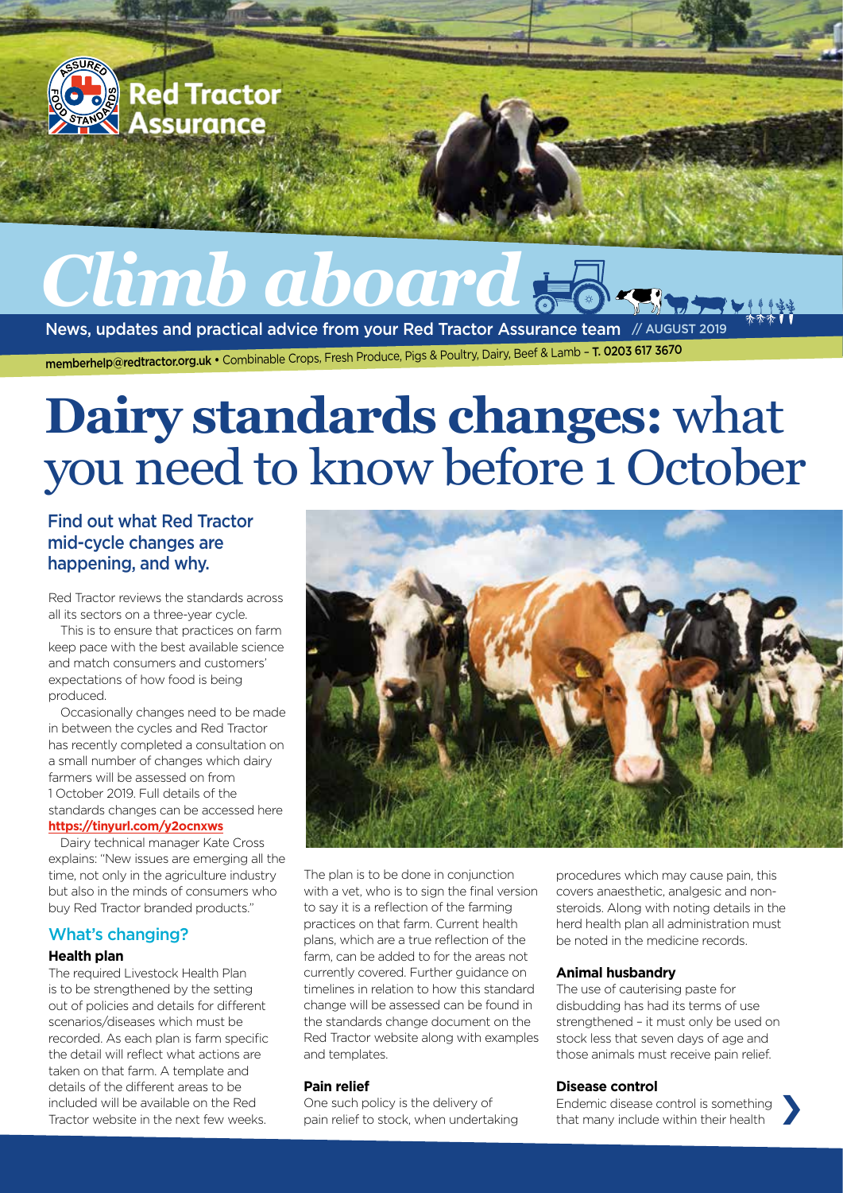Red Tractor Assurance

# Climb aboard

News, updates and practical advice from your Red Tractor Assurance team // AUGUST 2019

memberhelp@redtractor.org.uk • Combinable Crops, Fresh Produce, Pigs & Poultry, Dairy, Beef & Lamb – T. 0203 617 3670

# Dairy standards changes: what you need to know before 1 October

## Find out what Red Tractor mid-cycle changes are happening, and why.

Red Tractor reviews the standards across all its sectors on a three-year cycle.

This is to ensure that practices on farm keep pace with the best available science and match consumers and customers' expectations of how food is being produced.

Occasionally changes need to be made in between the cycles and Red Tractor has recently completed a consultation on a small number of changes which dairy farmers will be assessed on from 1 October 2019. Full details of the standards changes can be accessed here **https://tinyurl.com/y2ocnxws**

Dairy technical manager Kate Cross explains: "New issues are emerging all the time, not only in the agriculture industry but also in the minds of consumers who buy Red Tractor branded products."

## What's changing?

### Health plan

The required Livestock Health Plan is to be strengthened by the setting out of policies and details for different scenarios/diseases which must be recorded. As each plan is farm specific the detail will reflect what actions are taken on that farm. A template and details of the different areas to be included will be available on the Red Tractor website in the next few weeks.

The plan is to be done in conjunction with a vet, who is to sign the final version to say it is a reflection of the farming practices on that farm. Current health plans, which are a true reflection of the farm, can be added to for the areas not currently covered. Further guidance on timelines in relation to how this standard change will be assessed can be found in the standards change document on the Red Tractor website along with examples and templates.

### Pain relief

One such policy is the delivery of pain relief to stock, when undertaking procedures which may cause pain, this covers anaesthetic, analgesic and non-steroids. Along with noting details in the herd health plan all administration must be noted in the medicine records.

### Animal husbandry

The use of cauterising paste for disbudding has had its terms of use strengthened – it must only be used on stock less that seven days of age and those animals must receive pain relief.

### Disease control

Endemic disease control is something that many include within their health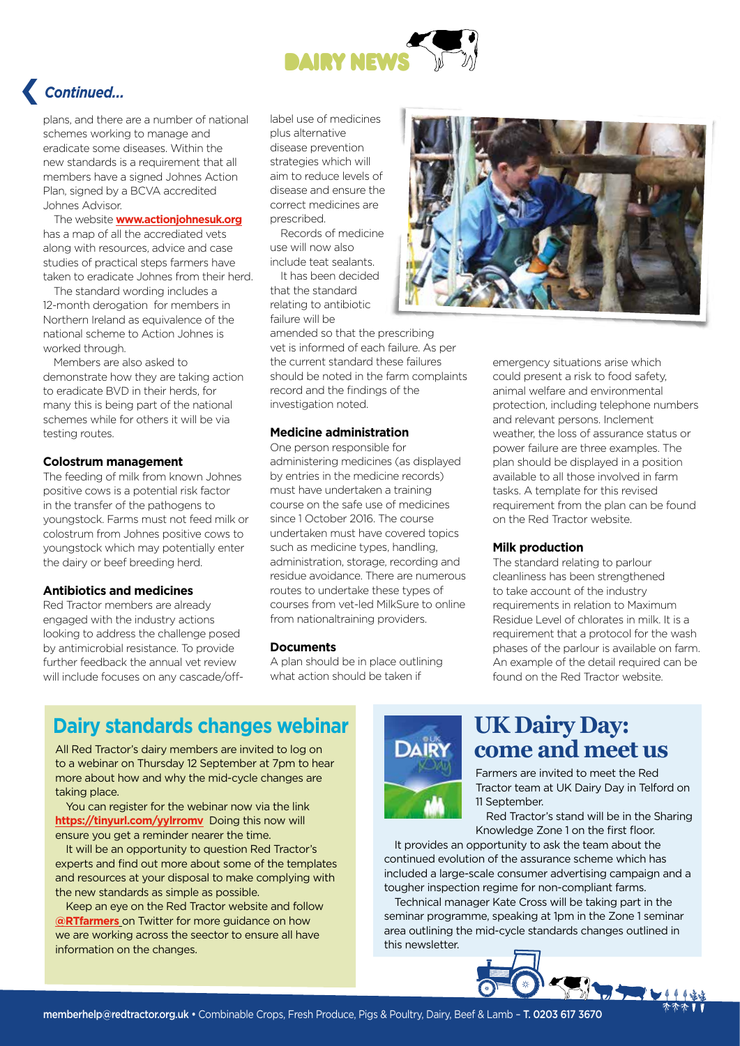*Continued...*

plans, and there are a number of national schemes working to manage and eradicate some diseases. Within the new standards is a requirement that all members have a signed Johnes Action Plan, signed by a BCVA accredited Johnes Advisor.

The website **www.actionjohnesuk.org** has a map of all the accrediated vets along with resources, advice and case studies of practical steps farmers have taken to eradicate Johnes from their herd.

The standard wording includes a 12-month derogation for members in Northern Ireland as equivalence of the national scheme to Action Johnes is worked through.

Members are also asked to demonstrate how they are taking action to eradicate BVD in their herds, for many this is being part of the national schemes while for others it will be via testing routes.

### Colostrum management

The feeding of milk from known Johnes positive cows is a potential risk factor in the transfer of the pathogens to youngstock. Farms must not feed milk or colostrum from Johnes positive cows to youngstock which may potentially enter the dairy or beef breeding herd.

### Antibiotics and medicines

Red Tractor members are already engaged with the industry actions looking to address the challenge posed by antimicrobial resistance. To provide further feedback the annual vet review will include focuses on any cascade/off-label use of medicines plus alternative disease prevention strategies which will aim to reduce levels of disease and ensure the correct medicines are prescribed.

Records of medicine use will now also include teat sealants.

It has been decided that the standard relating to antibiotic failure will be amended so that the prescribing vet is informed of each failure. As per the current standard these failures should be noted in the farm complaints record and the findings of the investigation noted.

### Medicine administration

One person responsible for administering medicines (as displayed by entries in the medicine records) must have undertaken a training course on the safe use of medicines since 1 October 2016. The course undertaken must have covered topics such as medicine types, handling, administration, storage, recording and residue avoidance. There are numerous routes to undertake these types of courses from vet-led MilkSure to online from nationaltraining providers.

### Documents

A plan should be in place outlining what action should be taken if emergency situations arise which could present a risk to food safety, animal welfare and environmental protection, including telephone numbers and relevant persons. Inclement weather, the loss of assurance status or power failure are three examples. The plan should be displayed in a position available to all those involved in farm tasks. A template for this revised requirement from the plan can be found on the Red Tractor website.

### Milk production

The standard relating to parlour cleanliness has been strengthened to take account of the industry requirements in relation to Maximum Residue Level of chlorates in milk. It is a requirement that a protocol for the wash phases of the parlour is available on farm. An example of the detail required can be found on the Red Tractor website.

## Dairy standards changes webinar

All Red Tractor's dairy members are invited to log on to a webinar on Thursday 12 September at 7pm to hear more about how and why the mid-cycle changes are taking place.

You can register for the webinar now via the link **https://tinyurl.com/yylrromv** Doing this now will ensure you get a reminder nearer the time.

It will be an opportunity to question Red Tractor's experts and find out more about some of the templates and resources at your disposal to make complying with the new standards as simple as possible.

Keep an eye on the Red Tractor website and follow **@RTfarmers** on Twitter for more guidance on how we are working across the seector to ensure all have information on the changes.

## UK Dairy Day: come and meet us

Farmers are invited to meet the Red Tractor team at UK Dairy Day in Telford on 11 September.

Red Tractor's stand will be in the Sharing Knowledge Zone 1 on the first floor.

It provides an opportunity to ask the team about the continued evolution of the assurance scheme which has included a large-scale consumer advertising campaign and a tougher inspection regime for non-compliant farms.

Technical manager Kate Cross will be taking part in the seminar programme, speaking at 1pm in the Zone 1 seminar area outlining the mid-cycle standards changes outlined in this newsletter.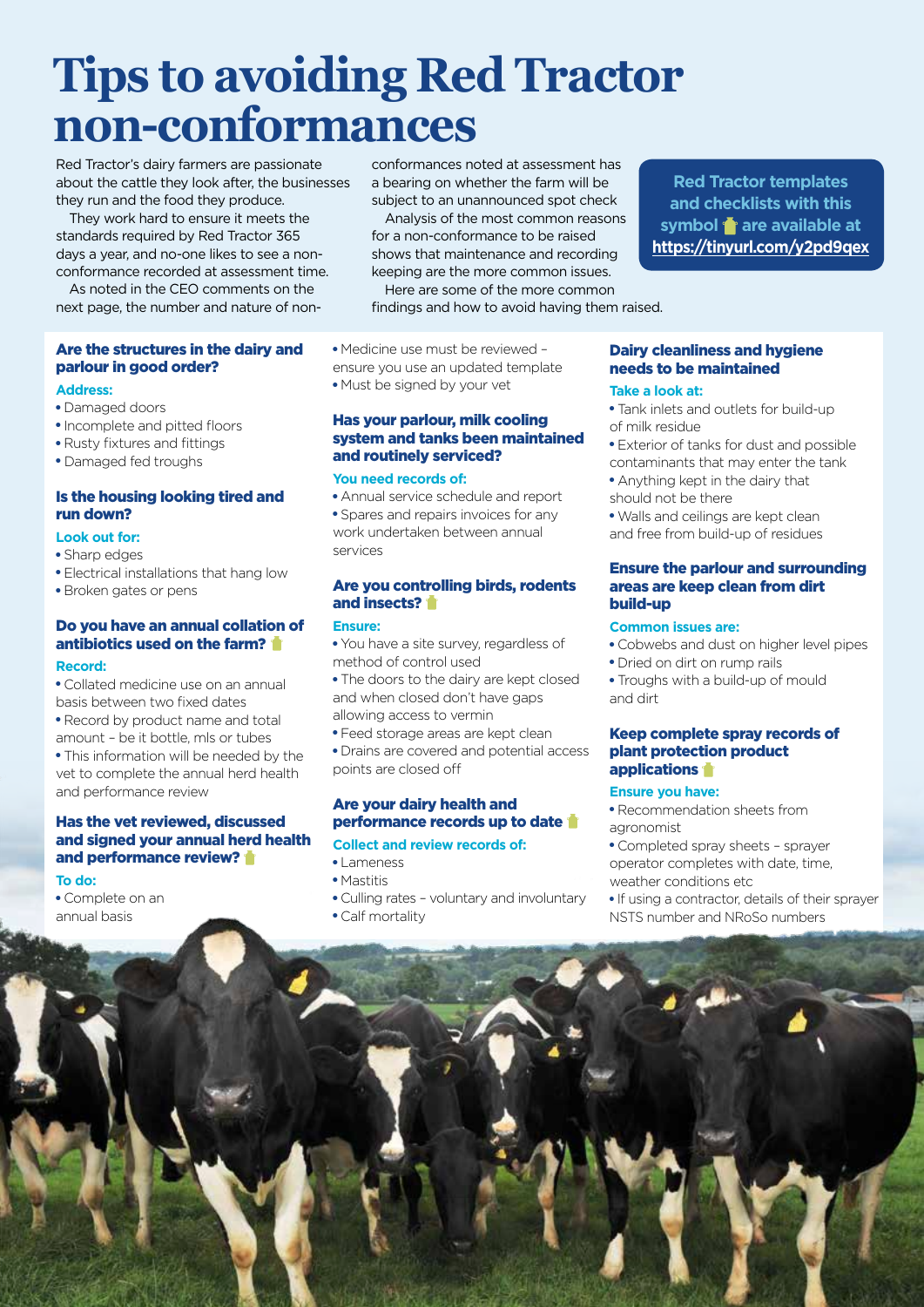# Tips to avoiding Red Tractor non-conformances

Red Tractor's dairy farmers are passionate about the cattle they look after, the businesses they run and the food they produce.

They work hard to ensure it meets the standards required by Red Tractor 365 days a year, and no-one likes to see a non-conformance recorded at assessment time.

As noted in the CEO comments on the next page, the number and nature of non-conformances noted at assessment has a bearing on whether the farm will be subject to an unannounced spot check

Analysis of the most common reasons for a non-conformance to be raised shows that maintenance and recording keeping are the more common issues.

Here are some of the more common findings and how to avoid having them raised.

**Red Tractor templates and checklists with this symbol are available at https://tinyurl.com/y2p9qex**

### Are the structures in the dairy and parlour in good order?

**Address:**

- Damaged doors
- Incomplete and pitted floors
- Rusty fixtures and fittings
- Damaged fed troughs

### Is the housing looking tired and run down?

**Look out for:**

- Sharp edges
- Electrical installations that hang low
- Broken gates or pens

### Do you have an annual collation of antibiotics used on the farm?

**Record:**

- Collated medicine use on an annual basis between two fixed dates
- Record by product name and total amount – be it bottle, mls or tubes
- This information will be needed by the vet to complete the annual herd health and performance review

### Has the vet reviewed, discussed and signed your annual herd health and performance review?

**To do:**

- Complete on an annual basis
- Medicine use must be reviewed – ensure you use an updated template
- Must be signed by your vet

### Has your parlour, milk cooling system and tanks been maintained and routinely serviced?

**You need records of:**

- Annual service schedule and report
- Spares and repairs invoices for any work undertaken between annual services

### Are you controlling birds, rodents and insects?

**Ensure:**

- You have a site survey, regardless of method of control used
- The doors to the dairy are kept closed and when closed don't have gaps allowing access to vermin
- Feed storage areas are kept clean
- Drains are covered and potential access points are closed off

### Are your dairy health and performance records up to date

**Collect and review records of:**

- Lameness
- Mastitis
- Culling rates – voluntary and involuntary
- Calf mortality

### Dairy cleanliness and hygiene needs to be maintained

**Take a look at:**

- Tank inlets and outlets for build-up of milk residue
- Exterior of tanks for dust and possible contaminants that may enter the tank
- Anything kept in the dairy that should not be there
- Walls and ceilings are kept clean and free from build-up of residues

### Ensure the parlour and surrounding areas are keep clean from dirt build-up

**Common issues are:**

- Cobwebs and dust on higher level pipes
- Dried on dirt on rump rails
- Troughs with a build-up of mould and dirt

### Keep complete spray records of plant protection product applications

**Ensure you have:**

- Recommendation sheets from agronomist
- Completed spray sheets – sprayer operator completes with date, time, weather conditions etc
- If using a contractor, details of their sprayer NSTS number and NRoSo numbers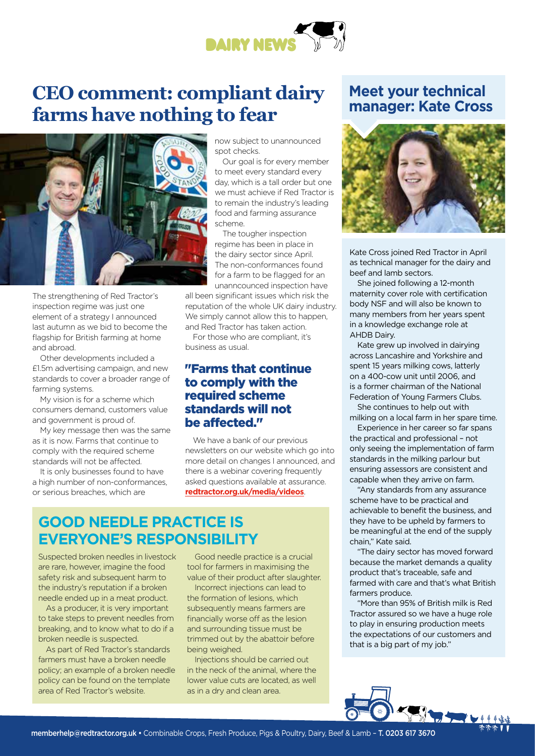DAIRY NEWS

# CEO comment: compliant dairy farms have nothing to fear

The strengthening of Red Tractor's inspection regime was just one element of a strategy I announced last autumn as we bid to become the flagship for British farming at home and abroad.

Other developments included a £1.5m advertising campaign, and new standards to cover a broader range of farming systems.

My vision is for a scheme which consumers demand, customers value and government is proud of.

My key message then was the same as it is now. Farms that continue to comply with the required scheme standards will not be affected.

It is only businesses found to have a high number of non-conformances, or serious breaches, which are now subject to unannounced spot checks.

Our goal is for every member to meet every standard every day, which is a tall order but one we must achieve if Red Tractor is to remain the industry's leading food and farming assurance scheme.

The tougher inspection regime has been in place in the dairy sector since April. The non-conformances found for a farm to be flagged for an unanncounced inspection have all been significant issues which risk the reputation of the whole UK dairy industry. We simply cannot allow this to happen, and Red Tractor has taken action.

For those who are compliant, it's business as usual.

### "Farms that continue to comply with the required scheme standards will not be affected."

We have a bank of our previous newsletters on our website which go into more detail on changes I announced, and there is a webinar covering frequently asked questions available at assurance. **redtractor.org.uk/media/videos**.

## GOOD NEEDLE PRACTICE IS EVERYONE'S RESPONSIBILITY

Suspected broken needles in livestock are rare, however, imagine the food safety risk and subsequent harm to the industry's reputation if a broken needle ended up in a meat product.

As a producer, it is very important to take steps to prevent needles from breaking, and to know what to do if a broken needle is suspected.

As part of Red Tractor's standards farmers must have a broken needle policy; an example of a broken needle policy can be found on the template area of Red Tractor's website.

Good needle practice is a crucial tool for farmers in maximising the value of their product after slaughter.

Incorrect injections can lead to the formation of lesions, which subsequently means farmers are financially worse off as the lesion and surrounding tissue must be trimmed out by the abattoir before being weighed.

Injections should be carried out in the neck of the animal, where the lower value cuts are located, as well as in a dry and clean area.

## Meet your technical manager: Kate Cross

Kate Cross joined Red Tractor in April as technical manager for the dairy and beef and lamb sectors.

She joined following a 12-month maternity cover role with certification body NSF and will also be known to many members from her years spent in a knowledge exchange role at AHDB Dairy.

Kate grew up involved in dairying across Lancashire and Yorkshire and spent 15 years milking cows, latterly on a 400-cow unit until 2006, and is a former chairman of the National Federation of Young Farmers Clubs.

She continues to help out with milking on a local farm in her spare time.

Experience in her career so far spans the practical and professional – not only seeing the implementation of farm standards in the milking parlour but ensuring assessors are consistent and capable when they arrive on farm.

"Any standards from any assurance scheme have to be practical and achievable to benefit the business, and they have to be upheld by farmers to be meaningful at the end of the supply chain," Kate said.

"The dairy sector has moved forward because the market demands a quality product that's traceable, safe and farmed with care and that's what British farmers produce.

"More than 95% of British milk is Red Tractor assured so we have a huge role to play in ensuring production meets the expectations of our customers and that is a big part of my job."

**memberhelp@redtractor.org.uk** • Combinable Crops, Fresh Produce, Pigs & Poultry, Dairy, Beef & Lamb – **T. 0203 617 3670**